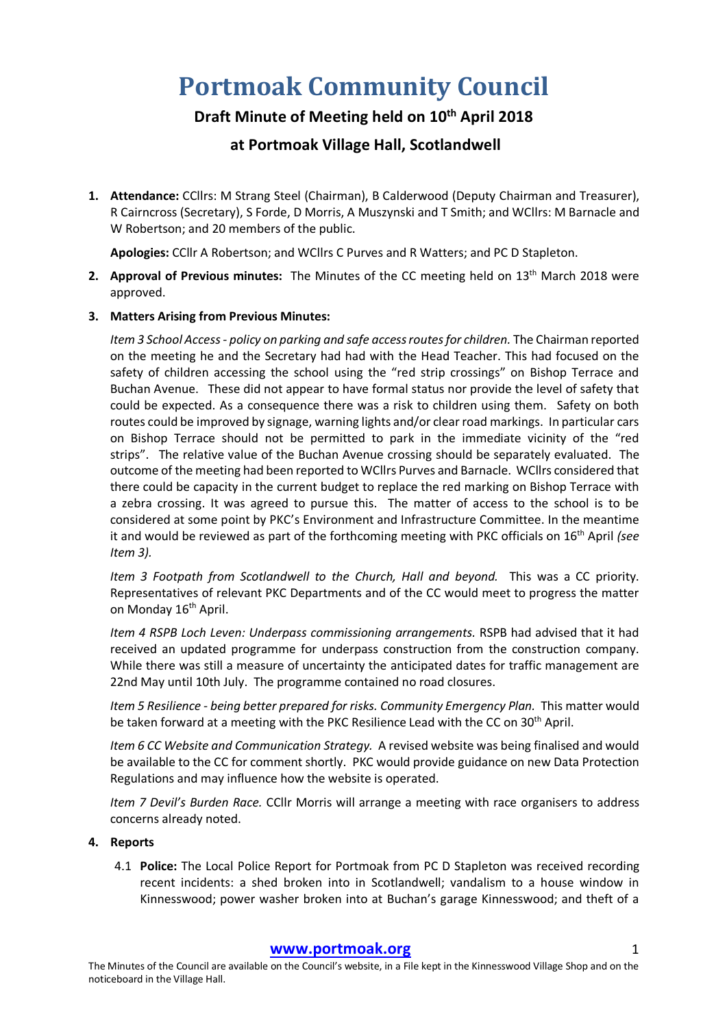# Portmoak Community Council

## Draft Minute of Meeting held on 10th April 2018

## at Portmoak Village Hall, Scotlandwell

1. **Attendance:** CCllrs: M Strang Steel (Chairman), B Calderwood (Deputy Chairman and Treasurer), R Cairncross (Secretary), S Forde, D Morris, A Muszynski and T Smith; and WCllrs: M Barnacle and W Robertson; and 20 members of the public.

   **Apologies:** CCllr A Robertson; and WCllrs C Purves and R Watters; and PC D Stapleton.

2. **Approval of Previous minutes:** The Minutes of the CC meeting held on 13th March 2018 were approved.

3. **Matters Arising from Previous Minutes:**

   *Item 3 School Access - policy on parking and safe access routes for children.* The Chairman reported on the meeting he and the Secretary had had with the Head Teacher. This had focused on the safety of children accessing the school using the "red strip crossings" on Bishop Terrace and Buchan Avenue. These did not appear to have formal status nor provide the level of safety that could be expected. As a consequence there was a risk to children using them. Safety on both routes could be improved by signage, warning lights and/or clear road markings. In particular cars on Bishop Terrace should not be permitted to park in the immediate vicinity of the "red strips". The relative value of the Buchan Avenue crossing should be separately evaluated. The outcome of the meeting had been reported to WCllrs Purves and Barnacle. WCllrs considered that there could be capacity in the current budget to replace the red marking on Bishop Terrace with a zebra crossing. It was agreed to pursue this. The matter of access to the school is to be considered at some point by PKC's Environment and Infrastructure Committee. In the meantime it and would be reviewed as part of the forthcoming meeting with PKC officials on 16th April *(see Item 3).*

   *Item 3 Footpath from Scotlandwell to the Church, Hall and beyond.* This was a CC priority. Representatives of relevant PKC Departments and of the CC would meet to progress the matter on Monday 16th April.

   *Item 4 RSPB Loch Leven: Underpass commissioning arrangements.* RSPB had advised that it had received an updated programme for underpass construction from the construction company. While there was still a measure of uncertainty the anticipated dates for traffic management are 22nd May until 10th July. The programme contained no road closures.

   *Item 5 Resilience - being better prepared for risks. Community Emergency Plan.* This matter would be taken forward at a meeting with the PKC Resilience Lead with the CC on 30th April.

   *Item 6 CC Website and Communication Strategy.* A revised website was being finalised and would be available to the CC for comment shortly. PKC would provide guidance on new Data Protection Regulations and may influence how the website is operated.

   *Item 7 Devil's Burden Race.* CCllr Morris will arrange a meeting with race organisers to address concerns already noted.

4. **Reports**

   4.1 **Police:** The Local Police Report for Portmoak from PC D Stapleton was received recording recent incidents: a shed broken into in Scotlandwell; vandalism to a house window in Kinnesswood; power washer broken into at Buchan's garage Kinnesswood; and theft of a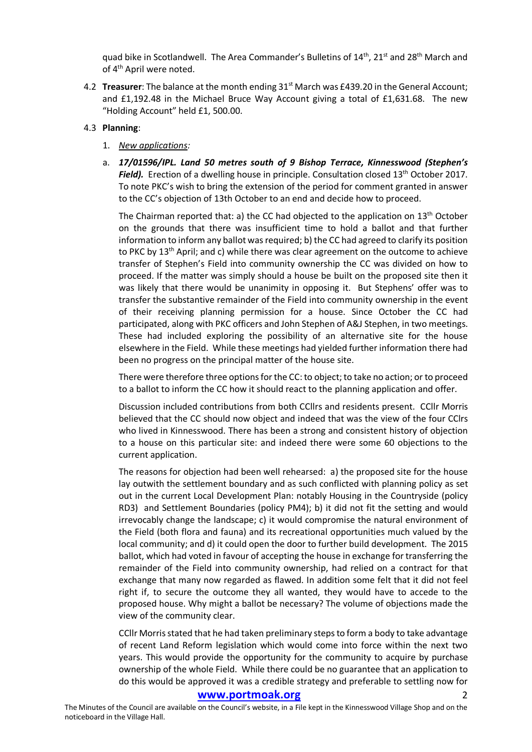quad bike in Scotlandwell. The Area Commander's Bulletins of 14th, 21st and 28th March and of 4th April were noted.

4.2 **Treasurer**: The balance at the month ending 31st March was £439.20 in the General Account; and £1,192.48 in the Michael Bruce Way Account giving a total of £1,631.68. The new "Holding Account" held £1, 500.00.

4.3 **Planning**:

1. *New applications:*

a. ***17/01596/IPL. Land 50 metres south of 9 Bishop Terrace, Kinnesswood (Stephen's Field).*** Erection of a dwelling house in principle. Consultation closed 13th October 2017. To note PKC's wish to bring the extension of the period for comment granted in answer to the CC's objection of 13th October to an end and decide how to proceed.

The Chairman reported that: a) the CC had objected to the application on 13th October on the grounds that there was insufficient time to hold a ballot and that further information to inform any ballot was required; b) the CC had agreed to clarify its position to PKC by 13th April; and c) while there was clear agreement on the outcome to achieve transfer of Stephen's Field into community ownership the CC was divided on how to proceed. If the matter was simply should a house be built on the proposed site then it was likely that there would be unanimity in opposing it. But Stephens' offer was to transfer the substantive remainder of the Field into community ownership in the event of their receiving planning permission for a house. Since October the CC had participated, along with PKC officers and John Stephen of A&J Stephen, in two meetings. These had included exploring the possibility of an alternative site for the house elsewhere in the Field. While these meetings had yielded further information there had been no progress on the principal matter of the house site.

There were therefore three options for the CC: to object; to take no action; or to proceed to a ballot to inform the CC how it should react to the planning application and offer.

Discussion included contributions from both CCllrs and residents present. CCllr Morris believed that the CC should now object and indeed that was the view of the four CClrs who lived in Kinnesswood. There has been a strong and consistent history of objection to a house on this particular site: and indeed there were some 60 objections to the current application.

The reasons for objection had been well rehearsed: a) the proposed site for the house lay outwith the settlement boundary and as such conflicted with planning policy as set out in the current Local Development Plan: notably Housing in the Countryside (policy RD3) and Settlement Boundaries (policy PM4); b) it did not fit the setting and would irrevocably change the landscape; c) it would compromise the natural environment of the Field (both flora and fauna) and its recreational opportunities much valued by the local community; and d) it could open the door to further build development. The 2015 ballot, which had voted in favour of accepting the house in exchange for transferring the remainder of the Field into community ownership, had relied on a contract for that exchange that many now regarded as flawed. In addition some felt that it did not feel right if, to secure the outcome they all wanted, they would have to accede to the proposed house. Why might a ballot be necessary? The volume of objections made the view of the community clear.

CCllr Morris stated that he had taken preliminary steps to form a body to take advantage of recent Land Reform legislation which would come into force within the next two years. This would provide the opportunity for the community to acquire by purchase ownership of the whole Field. While there could be no guarantee that an application to do this would be approved it was a credible strategy and preferable to settling now for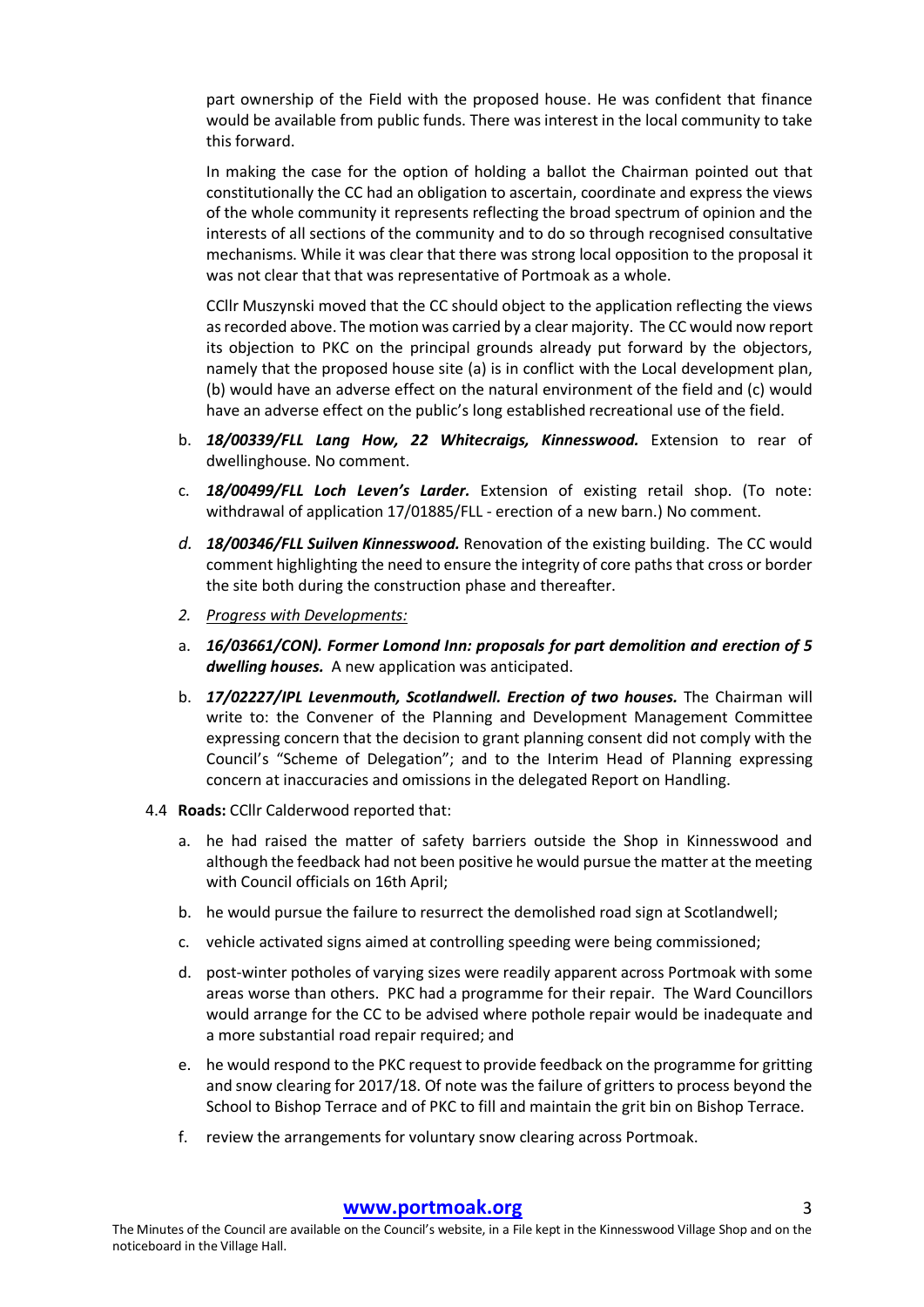part ownership of the Field with the proposed house. He was confident that finance would be available from public funds. There was interest in the local community to take this forward.

In making the case for the option of holding a ballot the Chairman pointed out that constitutionally the CC had an obligation to ascertain, coordinate and express the views of the whole community it represents reflecting the broad spectrum of opinion and the interests of all sections of the community and to do so through recognised consultative mechanisms. While it was clear that there was strong local opposition to the proposal it was not clear that that was representative of Portmoak as a whole.

CCllr Muszynski moved that the CC should object to the application reflecting the views as recorded above. The motion was carried by a clear majority. The CC would now report its objection to PKC on the principal grounds already put forward by the objectors, namely that the proposed house site (a) is in conflict with the Local development plan, (b) would have an adverse effect on the natural environment of the field and (c) would have an adverse effect on the public's long established recreational use of the field.

b. ***18/00339/FLL Lang How, 22 Whitecraigs, Kinnesswood.*** Extension to rear of dwellinghouse. No comment.

c. ***18/00499/FLL Loch Leven's Larder.*** Extension of existing retail shop. (To note: withdrawal of application 17/01885/FLL - erection of a new barn.) No comment.

*d.* ***18/00346/FLL Suilven Kinnesswood.*** Renovation of the existing building. The CC would comment highlighting the need to ensure the integrity of core paths that cross or border the site both during the construction phase and thereafter.

*2.* *Progress with Developments:*

a. ***16/03661/CON). Former Lomond Inn: proposals for part demolition and erection of 5 dwelling houses.*** A new application was anticipated.

b. ***17/02227/IPL Levenmouth, Scotlandwell. Erection of two houses.*** The Chairman will write to: the Convener of the Planning and Development Management Committee expressing concern that the decision to grant planning consent did not comply with the Council's "Scheme of Delegation"; and to the Interim Head of Planning expressing concern at inaccuracies and omissions in the delegated Report on Handling.

4.4 **Roads:** CCllr Calderwood reported that:

a. he had raised the matter of safety barriers outside the Shop in Kinnesswood and although the feedback had not been positive he would pursue the matter at the meeting with Council officials on 16th April;

b. he would pursue the failure to resurrect the demolished road sign at Scotlandwell;

c. vehicle activated signs aimed at controlling speeding were being commissioned;

d. post-winter potholes of varying sizes were readily apparent across Portmoak with some areas worse than others. PKC had a programme for their repair. The Ward Councillors would arrange for the CC to be advised where pothole repair would be inadequate and a more substantial road repair required; and

e. he would respond to the PKC request to provide feedback on the programme for gritting and snow clearing for 2017/18. Of note was the failure of gritters to process beyond the School to Bishop Terrace and of PKC to fill and maintain the grit bin on Bishop Terrace.

f. review the arrangements for voluntary snow clearing across Portmoak.

**www.portmoak.org**

The Minutes of the Council are available on the Council's website, in a File kept in the Kinnesswood Village Shop and on the noticeboard in the Village Hall.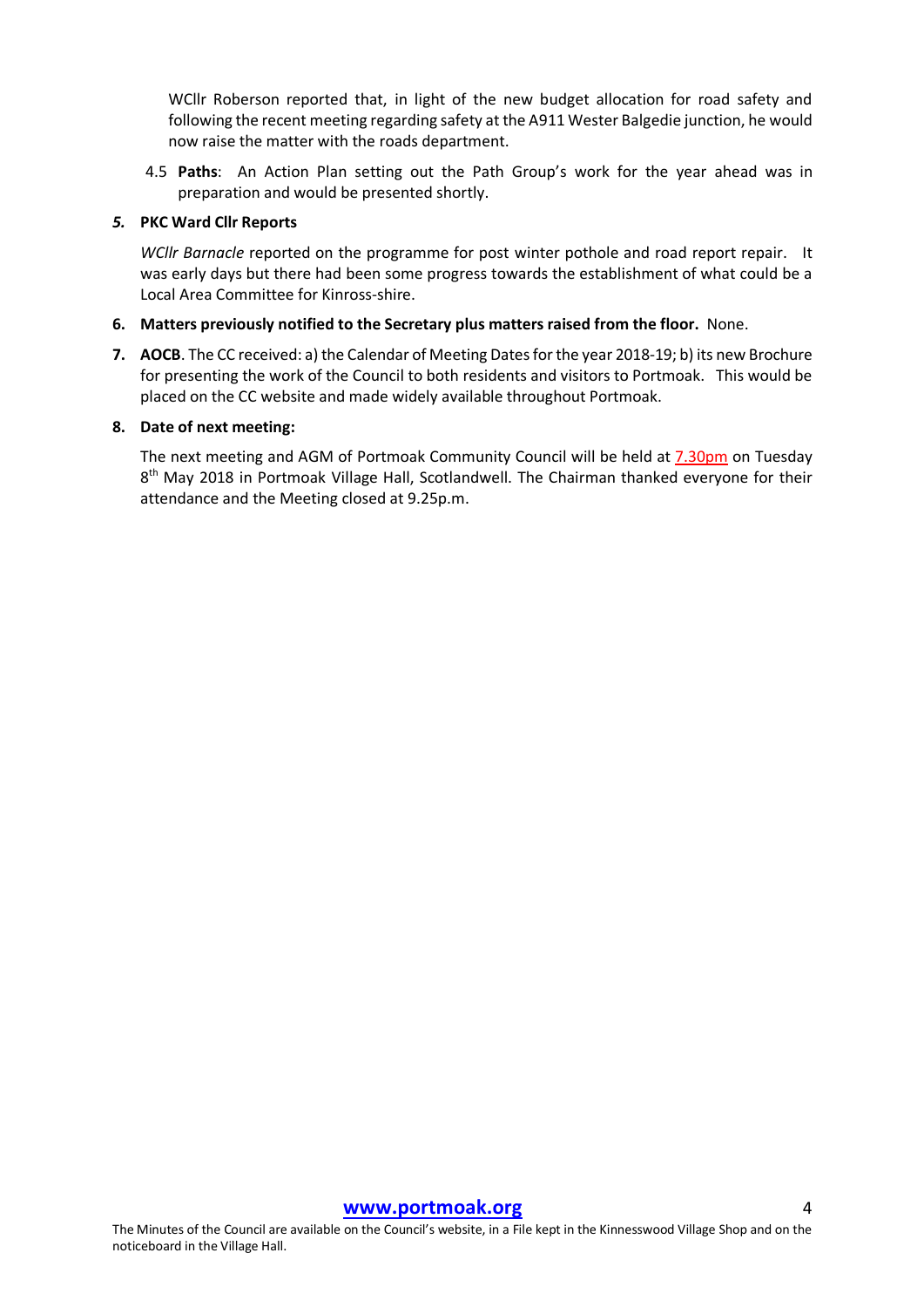WCllr Roberson reported that, in light of the new budget allocation for road safety and following the recent meeting regarding safety at the A911 Wester Balgedie junction, he would now raise the matter with the roads department.

4.5 **Paths**: An Action Plan setting out the Path Group's work for the year ahead was in preparation and would be presented shortly.

***5.*** **PKC Ward Cllr Reports**

*WCllr Barnacle* reported on the programme for post winter pothole and road report repair. It was early days but there had been some progress towards the establishment of what could be a Local Area Committee for Kinross-shire.

**6. Matters previously notified to the Secretary plus matters raised from the floor.** None.

**7. AOCB**. The CC received: a) the Calendar of Meeting Dates for the year 2018-19; b) its new Brochure for presenting the work of the Council to both residents and visitors to Portmoak. This would be placed on the CC website and made widely available throughout Portmoak.

**8. Date of next meeting:**

The next meeting and AGM of Portmoak Community Council will be held at 7.30pm on Tuesday 8th May 2018 in Portmoak Village Hall, Scotlandwell. The Chairman thanked everyone for their attendance and the Meeting closed at 9.25p.m.

**www.portmoak.org**

The Minutes of the Council are available on the Council's website, in a File kept in the Kinnesswood Village Shop and on the noticeboard in the Village Hall.